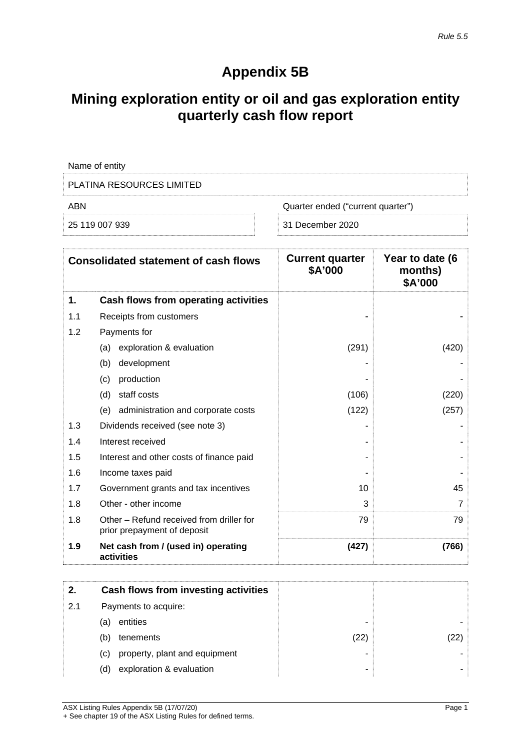*Rule 5.5*

# Appendix 5B

# Mining exploration entity or oil and gas exploration entity quarterly cash flow report

| Name of entity | |
|---|---|
| PLATINA RESOURCES LIMITED | |
| ABN | Quarter ended ("current quarter") |
| 25 119 007 939 | 31 December 2020 |

| | Consolidated statement of cash flows | Current quarter $A'000 | Year to date (6 months) $A'000 |
|---|---|---|---|
| **1.** | **Cash flows from operating activities** | | |
| 1.1 | Receipts from customers | - | - |
| 1.2 | Payments for | | |
| | (a) exploration & evaluation | (291) | (420) |
| | (b) development | - | - |
| | (c) production | - | - |
| | (d) staff costs | (106) | (220) |
| | (e) administration and corporate costs | (122) | (257) |
| 1.3 | Dividends received (see note 3) | - | - |
| 1.4 | Interest received | - | - |
| 1.5 | Interest and other costs of finance paid | - | - |
| 1.6 | Income taxes paid | - | - |
| 1.7 | Government grants and tax incentives | 10 | 45 |
| 1.8 | Other - other income | 3 | 7 |
| 1.8 | Other – Refund received from driller for prior prepayment of deposit | 79 | 79 |
| **1.9** | **Net cash from / (used in) operating activities** | **(427)** | **(766)** |

| | | | |
|---|---|---|---|
| **2.** | **Cash flows from investing activities** | | |
| 2.1 | Payments to acquire: | | |
| | (a) entities | - | - |
| | (b) tenements | (22) | (22) |
| | (c) property, plant and equipment | - | - |
| | (d) exploration & evaluation | - | - |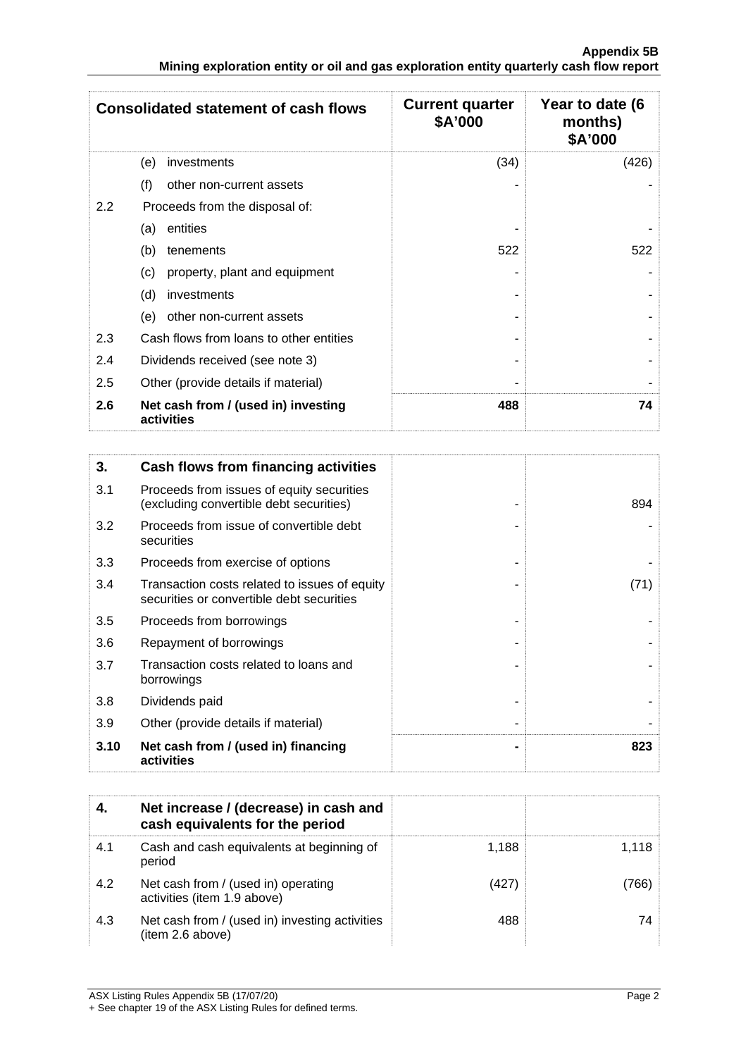| Consolidated statement of cash flows | | Current quarter $A'000 | Year to date (6 months) $A'000 |
|---|---|---|---|
| | (e) investments | (34) | (426) |
| | (f) other non-current assets | - | - |
| 2.2 | Proceeds from the disposal of: | | |
| | (a) entities | - | - |
| | (b) tenements | 522 | 522 |
| | (c) property, plant and equipment | - | - |
| | (d) investments | - | - |
| | (e) other non-current assets | - | - |
| 2.3 | Cash flows from loans to other entities | - | - |
| 2.4 | Dividends received (see note 3) | - | - |
| 2.5 | Other (provide details if material) | - | - |
| **2.6** | **Net cash from / (used in) investing activities** | **488** | **74** |

| 3. | Cash flows from financing activities | | |
|---|---|---|---|
| 3.1 | Proceeds from issues of equity securities (excluding convertible debt securities) | - | 894 |
| 3.2 | Proceeds from issue of convertible debt securities | - | - |
| 3.3 | Proceeds from exercise of options | - | - |
| 3.4 | Transaction costs related to issues of equity securities or convertible debt securities | - | (71) |
| 3.5 | Proceeds from borrowings | - | - |
| 3.6 | Repayment of borrowings | - | - |
| 3.7 | Transaction costs related to loans and borrowings | - | - |
| 3.8 | Dividends paid | - | - |
| 3.9 | Other (provide details if material) | - | - |
| **3.10** | **Net cash from / (used in) financing activities** | **-** | **823** |

| 4. | Net increase / (decrease) in cash and cash equivalents for the period | | |
|---|---|---|---|
| 4.1 | Cash and cash equivalents at beginning of period | 1,188 | 1,118 |
| 4.2 | Net cash from / (used in) operating activities (item 1.9 above) | (427) | (766) |
| 4.3 | Net cash from / (used in) investing activities (item 2.6 above) | 488 | 74 |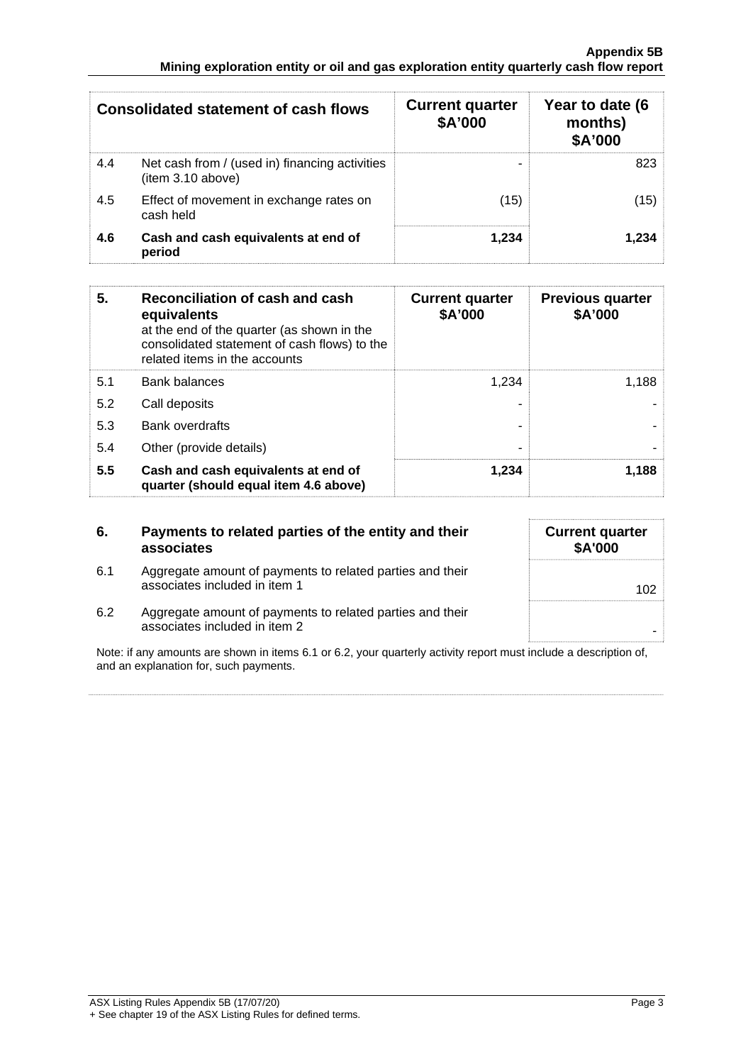| Consolidated statement of cash flows | | Current quarter $A'000 | Year to date (6 months) $A'000 |
|---|---|---|---|
| 4.4 | Net cash from / (used in) financing activities (item 3.10 above) | - | 823 |
| 4.5 | Effect of movement in exchange rates on cash held | (15) | (15) |
| **4.6** | **Cash and cash equivalents at end of period** | **1,234** | **1,234** |

| **5.** | **Reconciliation of cash and cash equivalents** at the end of the quarter (as shown in the consolidated statement of cash flows) to the related items in the accounts | **Current quarter $A'000** | **Previous quarter $A'000** |
|---|---|---|---|
| 5.1 | Bank balances | 1,234 | 1,188 |
| 5.2 | Call deposits | - | - |
| 5.3 | Bank overdrafts | - | - |
| 5.4 | Other (provide details) | - | - |
| **5.5** | **Cash and cash equivalents at end of quarter (should equal item 4.6 above)** | **1,234** | **1,188** |

| **6.** | **Payments to related parties of the entity and their associates** | **Current quarter $A'000** |
|---|---|---|
| 6.1 | Aggregate amount of payments to related parties and their associates included in item 1 | 102 |
| 6.2 | Aggregate amount of payments to related parties and their associates included in item 2 | - |

Note: if any amounts are shown in items 6.1 or 6.2, your quarterly activity report must include a description of, and an explanation for, such payments.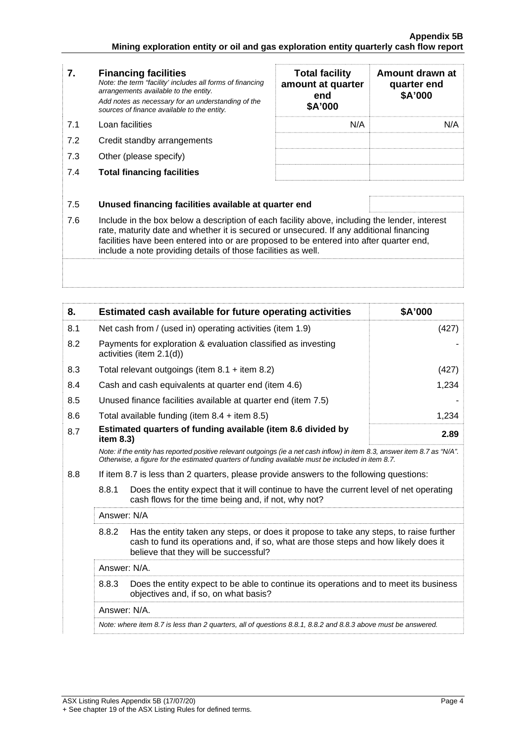| 7. | **Financing facilities** *Note: the term "facility' includes all forms of financing arrangements available to the entity.* *Add notes as necessary for an understanding of the sources of finance available to the entity.* | **Total facility amount at quarter end \$A'000** | **Amount drawn at quarter end \$A'000** |
|---|---|---|---|
| 7.1 | Loan facilities | N/A | N/A |
| 7.2 | Credit standby arrangements | | |
| 7.3 | Other (please specify) | | |
| 7.4 | **Total financing facilities** | | |

| | | |
|---|---|---|
| 7.5 | **Unused financing facilities available at quarter end** | |
| 7.6 | Include in the box below a description of each facility above, including the lender, interest rate, maturity date and whether it is secured or unsecured. If any additional financing facilities have been entered into or are proposed to be entered into after quarter end, include a note providing details of those facilities as well. | |

| 8. | **Estimated cash available for future operating activities** | **\$A'000** |
|---|---|---|
| 8.1 | Net cash from / (used in) operating activities (item 1.9) | (427) |
| 8.2 | Payments for exploration & evaluation classified as investing activities (item 2.1(d)) | - |
| 8.3 | Total relevant outgoings (item 8.1 + item 8.2) | (427) |
| 8.4 | Cash and cash equivalents at quarter end (item 4.6) | 1,234 |
| 8.5 | Unused finance facilities available at quarter end (item 7.5) | - |
| 8.6 | Total available funding (item 8.4 + item 8.5) | 1,234 |
| 8.7 | **Estimated quarters of funding available (item 8.6 divided by item 8.3)** | **2.89** |

*Note: if the entity has reported positive relevant outgoings (ie a net cash inflow) in item 8.3, answer item 8.7 as "N/A". Otherwise, a figure for the estimated quarters of funding available must be included in item 8.7.*

8.8 If item 8.7 is less than 2 quarters, please provide answers to the following questions:

8.8.1 Does the entity expect that it will continue to have the current level of net operating cash flows for the time being and, if not, why not?

Answer: N/A

8.8.2 Has the entity taken any steps, or does it propose to take any steps, to raise further cash to fund its operations and, if so, what are those steps and how likely does it believe that they will be successful?

Answer: N/A.

8.8.3 Does the entity expect to be able to continue its operations and to meet its business objectives and, if so, on what basis?

Answer: N/A.

*Note: where item 8.7 is less than 2 quarters, all of questions 8.8.1, 8.8.2 and 8.8.3 above must be answered.*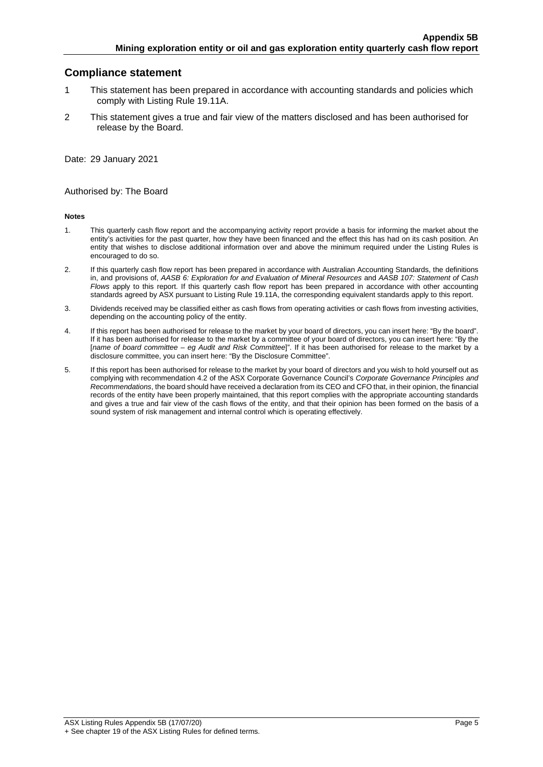## Compliance statement

1 This statement has been prepared in accordance with accounting standards and policies which comply with Listing Rule 19.11A.

2 This statement gives a true and fair view of the matters disclosed and has been authorised for release by the Board.

Date: 29 January 2021

Authorised by: The Board

**Notes**

1. This quarterly cash flow report and the accompanying activity report provide a basis for informing the market about the entity's activities for the past quarter, how they have been financed and the effect this has had on its cash position. An entity that wishes to disclose additional information over and above the minimum required under the Listing Rules is encouraged to do so.
2. If this quarterly cash flow report has been prepared in accordance with Australian Accounting Standards, the definitions in, and provisions of, *AASB 6: Exploration for and Evaluation of Mineral Resources* and *AASB 107: Statement of Cash Flows* apply to this report. If this quarterly cash flow report has been prepared in accordance with other accounting standards agreed by ASX pursuant to Listing Rule 19.11A, the corresponding equivalent standards apply to this report.
3. Dividends received may be classified either as cash flows from operating activities or cash flows from investing activities, depending on the accounting policy of the entity.
4. If this report has been authorised for release to the market by your board of directors, you can insert here: "By the board". If it has been authorised for release to the market by a committee of your board of directors, you can insert here: "By the [*name of board committee – eg Audit and Risk Committee*]". If it has been authorised for release to the market by a disclosure committee, you can insert here: "By the Disclosure Committee".
5. If this report has been authorised for release to the market by your board of directors and you wish to hold yourself out as complying with recommendation 4.2 of the ASX Corporate Governance Council's *Corporate Governance Principles and Recommendations*, the board should have received a declaration from its CEO and CFO that, in their opinion, the financial records of the entity have been properly maintained, that this report complies with the appropriate accounting standards and gives a true and fair view of the cash flows of the entity, and that their opinion has been formed on the basis of a sound system of risk management and internal control which is operating effectively.